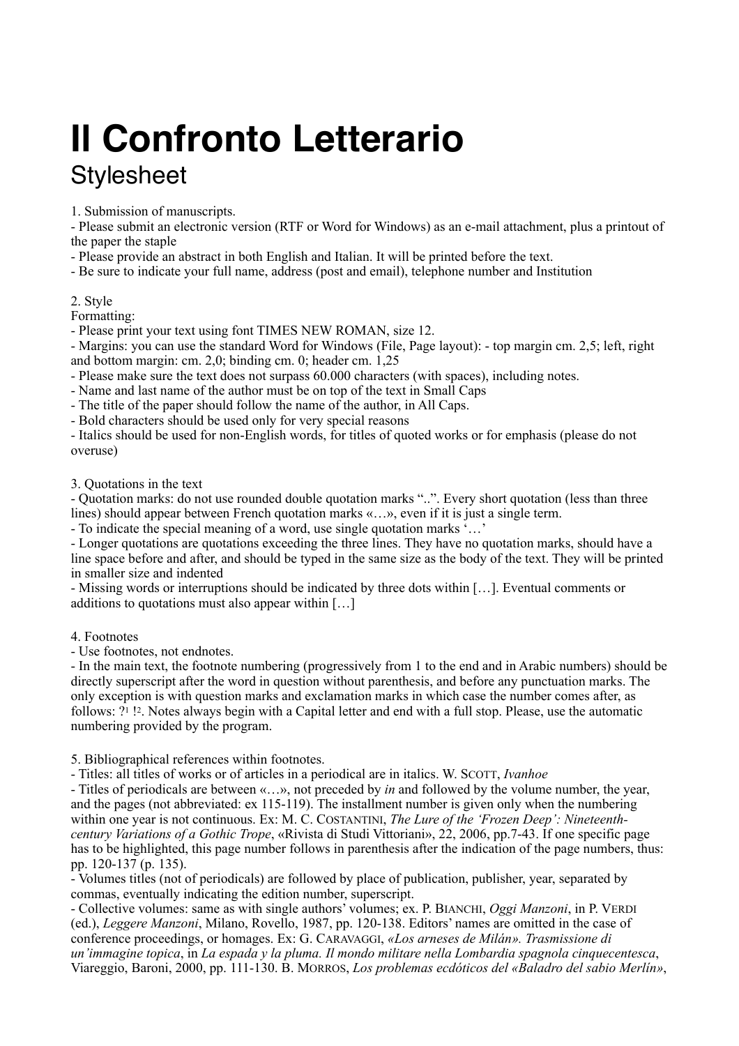# Il Confronto Letterario

## Stylesheet

1. Submission of manuscripts.

- Please submit an electronic version (RTF or Word for Windows) as an e-mail attachment, plus a printout of the paper the staple
- Please provide an abstract in both English and Italian. It will be printed before the text.
- Be sure to indicate your full name, address (post and email), telephone number and Institution

2. Style

Formatting:

- Please print your text using font TIMES NEW ROMAN, size 12.
- Margins: you can use the standard Word for Windows (File, Page layout): - top margin cm. 2,5; left, right and bottom margin: cm. 2,0; binding cm. 0; header cm. 1,25
- Please make sure the text does not surpass 60.000 characters (with spaces), including notes.
- Name and last name of the author must be on top of the text in Small Caps
- The title of the paper should follow the name of the author, in All Caps.
- Bold characters should be used only for very special reasons
- Italics should be used for non-English words, for titles of quoted works or for emphasis (please do not overuse)

3. Quotations in the text

- Quotation marks: do not use rounded double quotation marks "..". Every short quotation (less than three lines) should appear between French quotation marks «…», even if it is just a single term.
- To indicate the special meaning of a word, use single quotation marks '…'
- Longer quotations are quotations exceeding the three lines. They have no quotation marks, should have a line space before and after, and should be typed in the same size as the body of the text. They will be printed in smaller size and indented
- Missing words or interruptions should be indicated by three dots within […]. Eventual comments or additions to quotations must also appear within […]

4. Footnotes

- Use footnotes, not endnotes.
- In the main text, the footnote numbering (progressively from 1 to the end and in Arabic numbers) should be directly superscript after the word in question without parenthesis, and before any punctuation marks. The only exception is with question marks and exclamation marks in which case the number comes after, as follows: ?[1] ![2]. Notes always begin with a Capital letter and end with a full stop. Please, use the automatic numbering provided by the program.

5. Bibliographical references within footnotes.

- Titles: all titles of works or of articles in a periodical are in italics. W. SCOTT, *Ivanhoe*
- Titles of periodicals are between «…», not preceded by *in* and followed by the volume number, the year, and the pages (not abbreviated: ex 115-119). The installment number is given only when the numbering within one year is not continuous. Ex: M. C. COSTANTINI, *The Lure of the 'Frozen Deep': Nineteenth-century Variations of a Gothic Trope*, «Rivista di Studi Vittoriani», 22, 2006, pp.7-43. If one specific page has to be highlighted, this page number follows in parenthesis after the indication of the page numbers, thus: pp. 120-137 (p. 135).
- Volumes titles (not of periodicals) are followed by place of publication, publisher, year, separated by commas, eventually indicating the edition number, superscript.
- Collective volumes: same as with single authors' volumes; ex. P. BIANCHI, *Oggi Manzoni*, in P. VERDI (ed.), *Leggere Manzoni*, Milano, Rovello, 1987, pp. 120-138. Editors' names are omitted in the case of conference proceedings, or homages. Ex: G. CARAVAGGI, *«Los arneses de Milán». Trasmissione di un'immagine topica*, in *La espada y la pluma. Il mondo militare nella Lombardia spagnola cinquecentesca*, Viareggio, Baroni, 2000, pp. 111-130. B. MORROS, *Los problemas ecdóticos del «Baladro del sabio Merlín»*,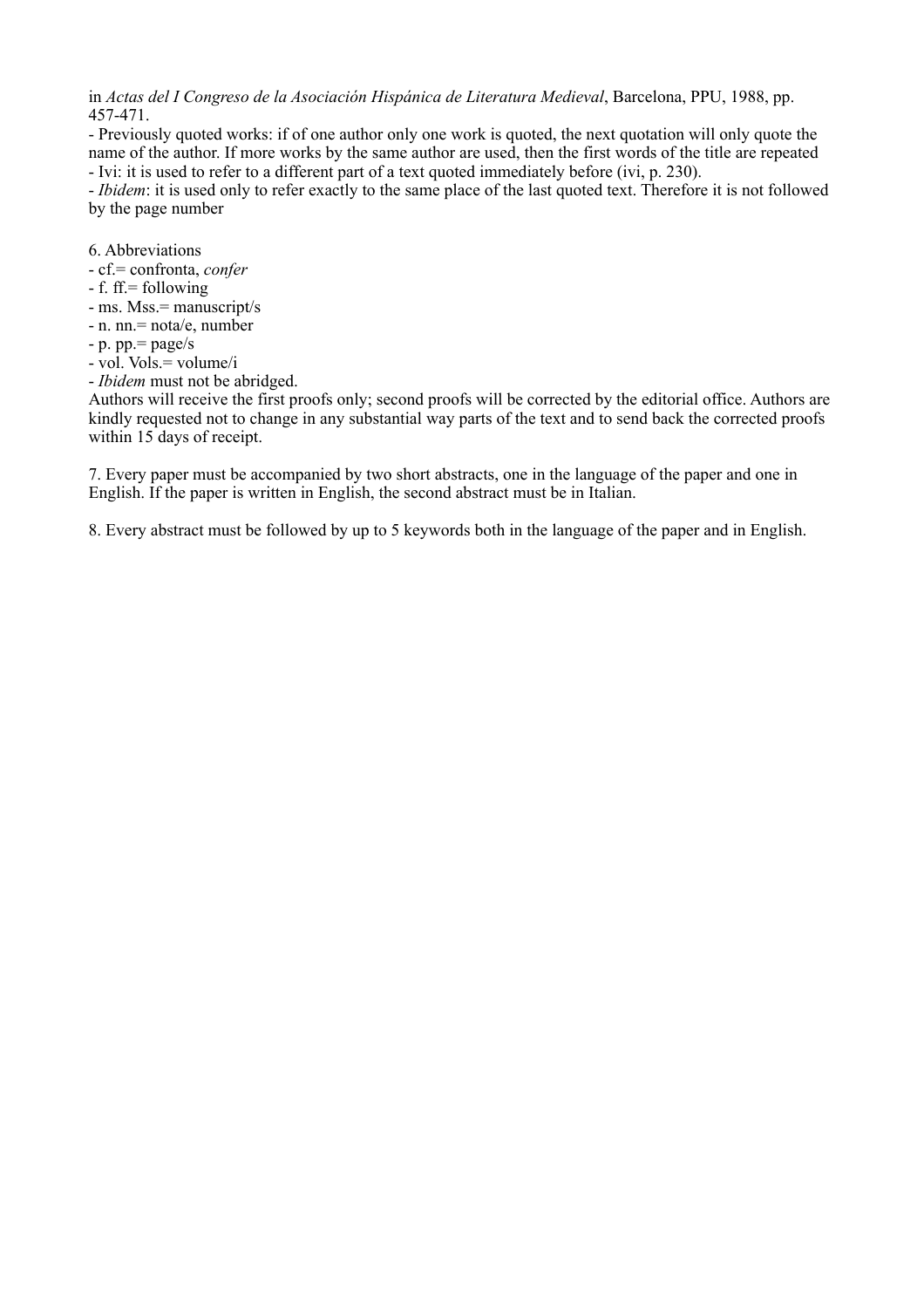in *Actas del I Congreso de la Asociación Hispánica de Literatura Medieval*, Barcelona, PPU, 1988, pp. 457-471.
- Previously quoted works: if of one author only one work is quoted, the next quotation will only quote the name of the author. If more works by the same author are used, then the first words of the title are repeated
- Ivi: it is used to refer to a different part of a text quoted immediately before (ivi, p. 230).
- *Ibidem*: it is used only to refer exactly to the same place of the last quoted text. Therefore it is not followed by the page number

6. Abbreviations
- cf.= confronta, *confer*
- f. ff.= following
- ms. Mss.= manuscript/s
- n. nn.= nota/e, number
- p. pp.= page/s
- vol. Vols.= volume/i
- *Ibidem* must not be abridged.

Authors will receive the first proofs only; second proofs will be corrected by the editorial office. Authors are kindly requested not to change in any substantial way parts of the text and to send back the corrected proofs within 15 days of receipt.

7. Every paper must be accompanied by two short abstracts, one in the language of the paper and one in English. If the paper is written in English, the second abstract must be in Italian.

8. Every abstract must be followed by up to 5 keywords both in the language of the paper and in English.